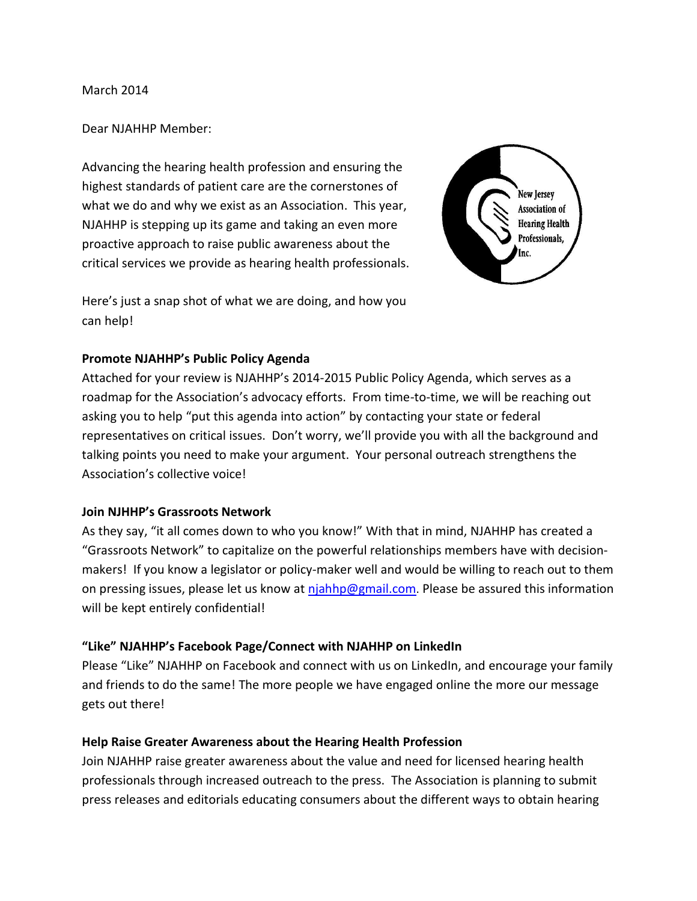March 2014

Dear NJAHHP Member:

Advancing the hearing health profession and ensuring the highest standards of patient care are the cornerstones of what we do and why we exist as an Association. This year, NJAHHP is stepping up its game and taking an even more proactive approach to raise public awareness about the critical services we provide as hearing health professionals.

Here's just a snap shot of what we are doing, and how you can help!

**Promote NJAHHP's Public Policy Agenda**

Attached for your review is NJAHHP's 2014-2015 Public Policy Agenda, which serves as a roadmap for the Association's advocacy efforts. From time-to-time, we will be reaching out asking you to help "put this agenda into action" by contacting your state or federal representatives on critical issues. Don't worry, we'll provide you with all the background and talking points you need to make your argument. Your personal outreach strengthens the Association's collective voice!

**Join NJHHP's Grassroots Network**

As they say, "it all comes down to who you know!" With that in mind, NJAHHP has created a "Grassroots Network" to capitalize on the powerful relationships members have with decision-makers! If you know a legislator or policy-maker well and would be willing to reach out to them on pressing issues, please let us know at njahhp@gmail.com. Please be assured this information will be kept entirely confidential!

**"Like" NJAHHP's Facebook Page/Connect with NJAHHP on LinkedIn**

Please "Like" NJAHHP on Facebook and connect with us on LinkedIn, and encourage your family and friends to do the same! The more people we have engaged online the more our message gets out there!

**Help Raise Greater Awareness about the Hearing Health Profession**

Join NJAHHP raise greater awareness about the value and need for licensed hearing health professionals through increased outreach to the press. The Association is planning to submit press releases and editorials educating consumers about the different ways to obtain hearing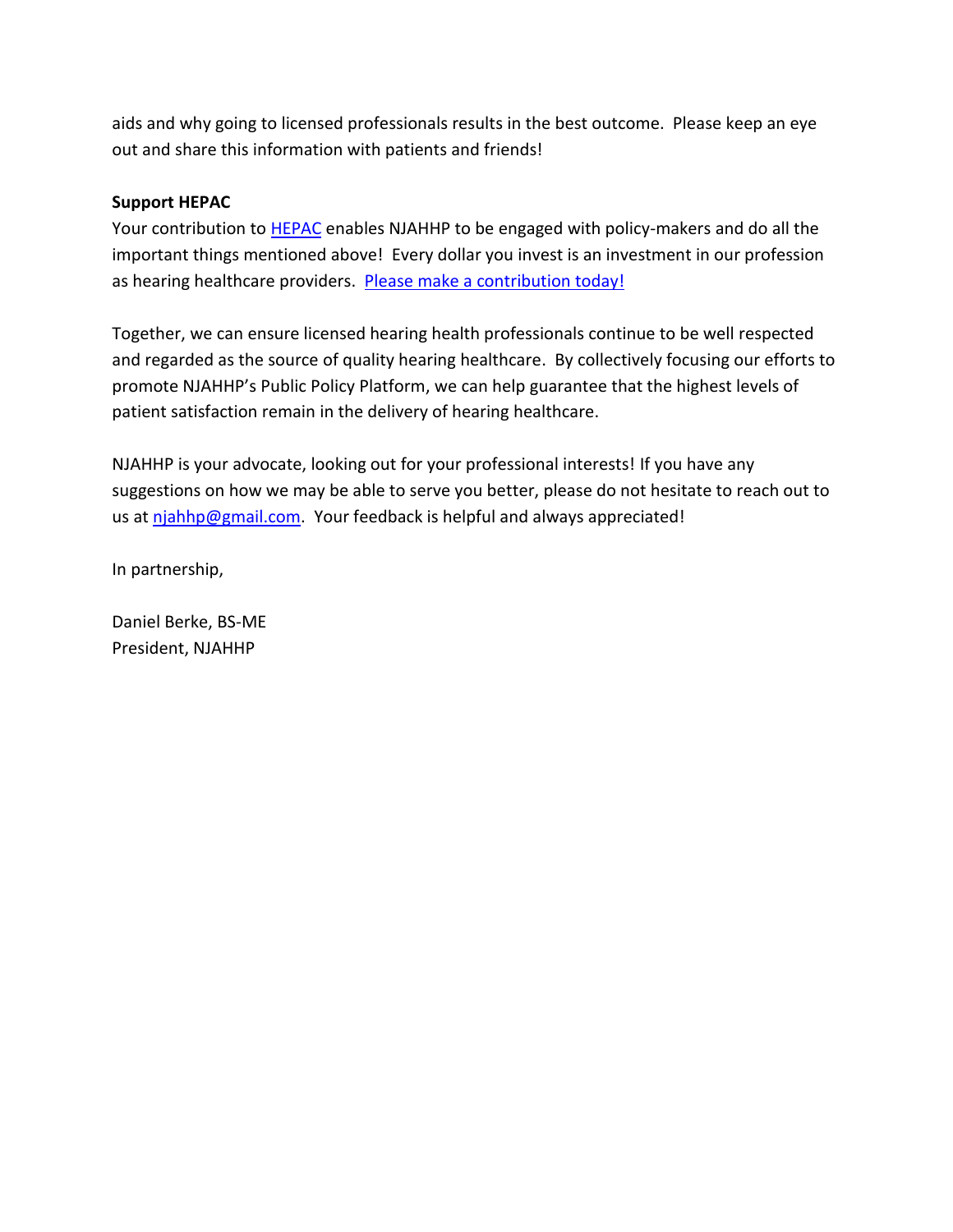aids and why going to licensed professionals results in the best outcome. Please keep an eye out and share this information with patients and friends!

**Support HEPAC**

Your contribution to HEPAC enables NJAHHP to be engaged with policy-makers and do all the important things mentioned above! Every dollar you invest is an investment in our profession as hearing healthcare providers. Please make a contribution today!

Together, we can ensure licensed hearing health professionals continue to be well respected and regarded as the source of quality hearing healthcare. By collectively focusing our efforts to promote NJAHHP's Public Policy Platform, we can help guarantee that the highest levels of patient satisfaction remain in the delivery of hearing healthcare.

NJAHHP is your advocate, looking out for your professional interests! If you have any suggestions on how we may be able to serve you better, please do not hesitate to reach out to us at njahhp@gmail.com. Your feedback is helpful and always appreciated!

In partnership,

Daniel Berke, BS-ME
President, NJAHHP